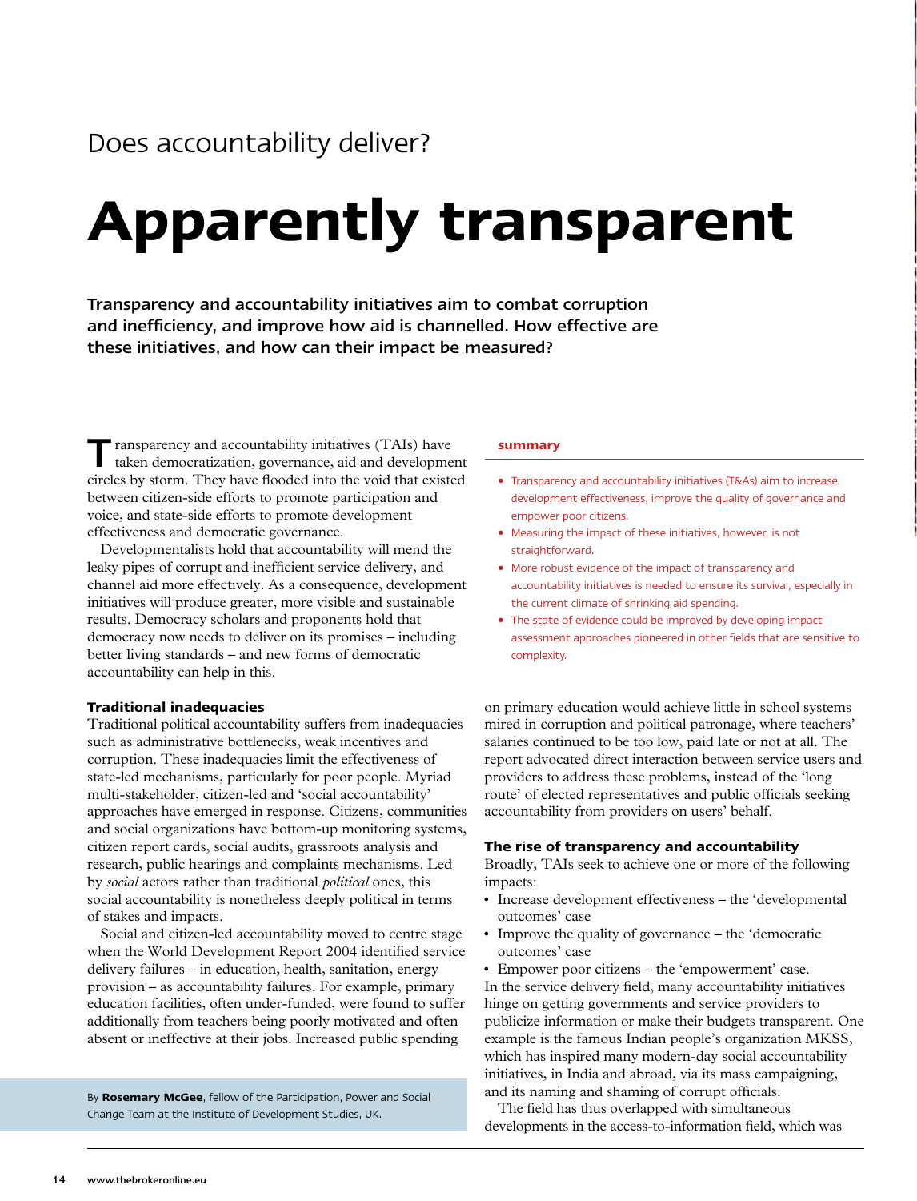Does accountability deliver?

# Apparently transparent

**Transparency and accountability initiatives aim to combat corruption and inefficiency, and improve how aid is channelled. How effective are these initiatives, and how can their impact be measured?**

**summary**

- Transparency and accountability initiatives (T&As) aim to increase development effectiveness, improve the quality of governance and empower poor citizens.
- Measuring the impact of these initiatives, however, is not straightforward.
- More robust evidence of the impact of transparency and accountability initiatives is needed to ensure its survival, especially in the current climate of shrinking aid spending.
- The state of evidence could be improved by developing impact assessment approaches pioneered in other fields that are sensitive to complexity.

Transparency and accountability initiatives (TAIs) have taken democratization, governance, aid and development circles by storm. They have flooded into the void that existed between citizen-side efforts to promote participation and voice, and state-side efforts to promote development effectiveness and democratic governance.

Developmentalists hold that accountability will mend the leaky pipes of corrupt and inefficient service delivery, and channel aid more effectively. As a consequence, development initiatives will produce greater, more visible and sustainable results. Democracy scholars and proponents hold that democracy now needs to deliver on its promises – including better living standards – and new forms of democratic accountability can help in this.

### Traditional inadequacies

Traditional political accountability suffers from inadequacies such as administrative bottlenecks, weak incentives and corruption. These inadequacies limit the effectiveness of state-led mechanisms, particularly for poor people. Myriad multi-stakeholder, citizen-led and 'social accountability' approaches have emerged in response. Citizens, communities and social organizations have bottom-up monitoring systems, citizen report cards, social audits, grassroots analysis and research, public hearings and complaints mechanisms. Led by *social* actors rather than traditional *political* ones, this social accountability is nonetheless deeply political in terms of stakes and impacts.

Social and citizen-led accountability moved to centre stage when the World Development Report 2004 identified service delivery failures – in education, health, sanitation, energy provision – as accountability failures. For example, primary education facilities, often under-funded, were found to suffer additionally from teachers being poorly motivated and often absent or ineffective at their jobs. Increased public spending on primary education would achieve little in school systems mired in corruption and political patronage, where teachers' salaries continued to be too low, paid late or not at all. The report advocated direct interaction between service users and providers to address these problems, instead of the 'long route' of elected representatives and public officials seeking accountability from providers on users' behalf.

By **Rosemary McGee**, fellow of the Participation, Power and Social Change Team at the Institute of Development Studies, UK.

### The rise of transparency and accountability

Broadly, TAIs seek to achieve one or more of the following impacts:

- Increase development effectiveness – the 'developmental outcomes' case
- Improve the quality of governance – the 'democratic outcomes' case
- Empower poor citizens – the 'empowerment' case.

In the service delivery field, many accountability initiatives hinge on getting governments and service providers to publicize information or make their budgets transparent. One example is the famous Indian people's organization MKSS, which has inspired many modern-day social accountability initiatives, in India and abroad, via its mass campaigning, and its naming and shaming of corrupt officials.

The field has thus overlapped with simultaneous developments in the access-to-information field, which was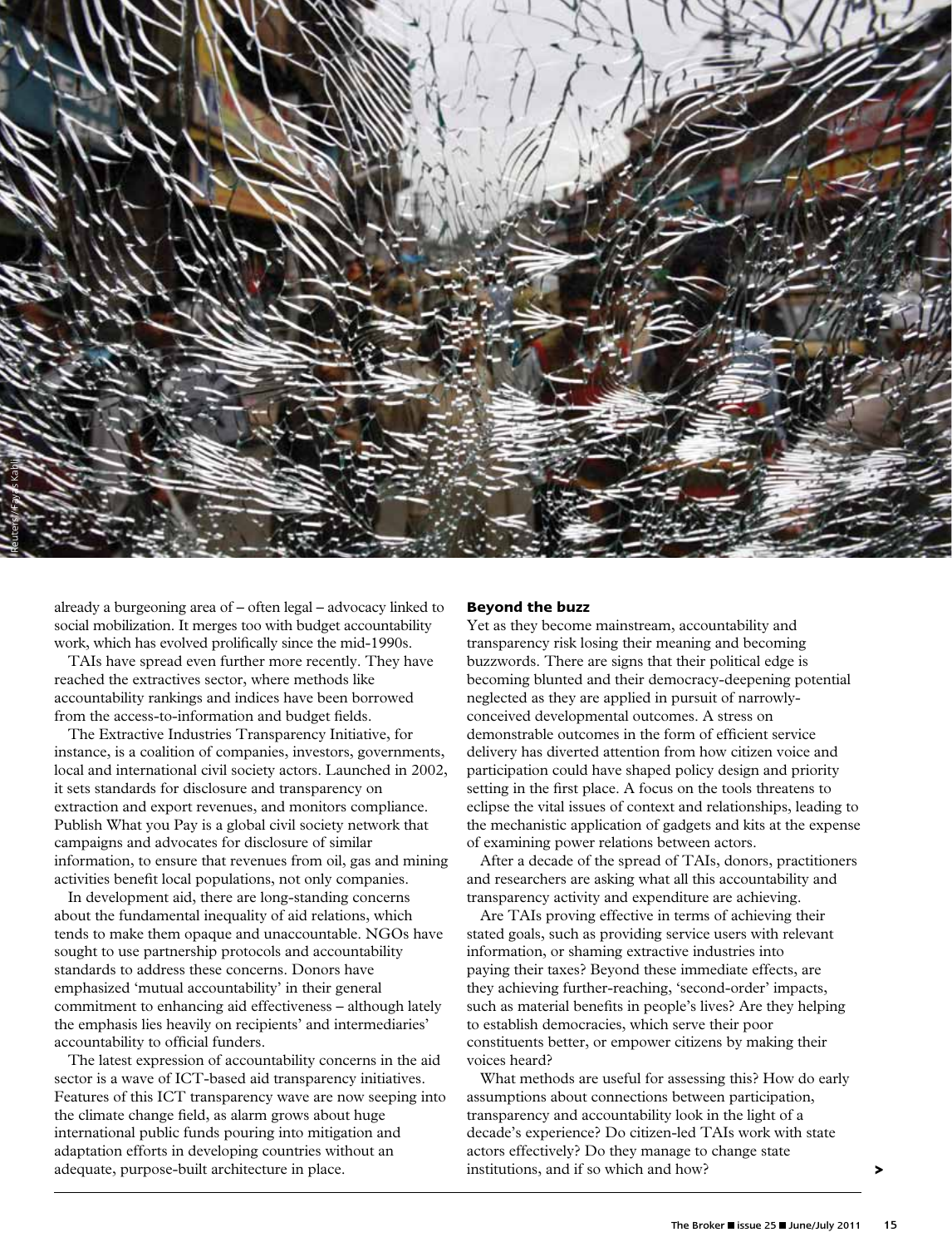already a burgeoning area of – often legal – advocacy linked to social mobilization. It merges too with budget accountability work, which has evolved prolifically since the mid-1990s.

TAIs have spread even further more recently. They have reached the extractives sector, where methods like accountability rankings and indices have been borrowed from the access-to-information and budget fields.

The Extractive Industries Transparency Initiative, for instance, is a coalition of companies, investors, governments, local and international civil society actors. Launched in 2002, it sets standards for disclosure and transparency on extraction and export revenues, and monitors compliance. Publish What you Pay is a global civil society network that campaigns and advocates for disclosure of similar information, to ensure that revenues from oil, gas and mining activities benefit local populations, not only companies.

In development aid, there are long-standing concerns about the fundamental inequality of aid relations, which tends to make them opaque and unaccountable. NGOs have sought to use partnership protocols and accountability standards to address these concerns. Donors have emphasized 'mutual accountability' in their general commitment to enhancing aid effectiveness – although lately the emphasis lies heavily on recipients' and intermediaries' accountability to official funders.

The latest expression of accountability concerns in the aid sector is a wave of ICT-based aid transparency initiatives. Features of this ICT transparency wave are now seeping into the climate change field, as alarm grows about huge international public funds pouring into mitigation and adaptation efforts in developing countries without an adequate, purpose-built architecture in place.

### Beyond the buzz

Yet as they become mainstream, accountability and transparency risk losing their meaning and becoming buzzwords. There are signs that their political edge is becoming blunted and their democracy-deepening potential neglected as they are applied in pursuit of narrowly-conceived developmental outcomes. A stress on demonstrable outcomes in the form of efficient service delivery has diverted attention from how citizen voice and participation could have shaped policy design and priority setting in the first place. A focus on the tools threatens to eclipse the vital issues of context and relationships, leading to the mechanistic application of gadgets and kits at the expense of examining power relations between actors.

After a decade of the spread of TAIs, donors, practitioners and researchers are asking what all this accountability and transparency activity and expenditure are achieving.

Are TAIs proving effective in terms of achieving their stated goals, such as providing service users with relevant information, or shaming extractive industries into paying their taxes? Beyond these immediate effects, are they achieving further-reaching, 'second-order' impacts, such as material benefits in people's lives? Are they helping to establish democracies, which serve their poor constituents better, or empower citizens by making their voices heard?

What methods are useful for assessing this? How do early assumptions about connections between participation, transparency and accountability look in the light of a decade's experience? Do citizen-led TAIs work with state actors effectively? Do they manage to change state institutions, and if so which and how?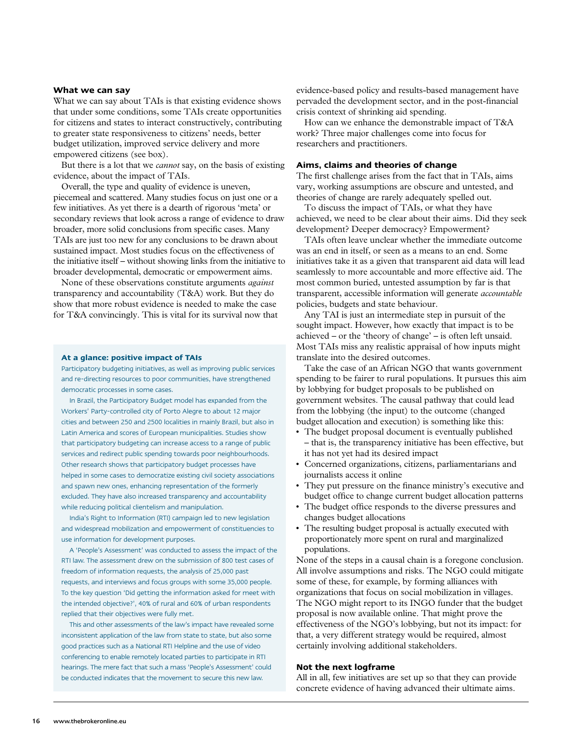### What we can say

What we can say about TAIs is that existing evidence shows that under some conditions, some TAIs create opportunities for citizens and states to interact constructively, contributing to greater state responsiveness to citizens' needs, better budget utilization, improved service delivery and more empowered citizens (see box).

But there is a lot that we *cannot* say, on the basis of existing evidence, about the impact of TAIs.

Overall, the type and quality of evidence is uneven, piecemeal and scattered. Many studies focus on just one or a few initiatives. As yet there is a dearth of rigorous 'meta' or secondary reviews that look across a range of evidence to draw broader, more solid conclusions from specific cases. Many TAIs are just too new for any conclusions to be drawn about sustained impact. Most studies focus on the effectiveness of the initiative itself – without showing links from the initiative to broader developmental, democratic or empowerment aims.

None of these observations constitute arguments *against* transparency and accountability (T&A) work. But they do show that more robust evidence is needed to make the case for T&A convincingly. This is vital for its survival now that evidence-based policy and results-based management have pervaded the development sector, and in the post-financial crisis context of shrinking aid spending.

How can we enhance the demonstrable impact of T&A work? Three major challenges come into focus for researchers and practitioners.

> **At a glance: positive impact of TAIs**
>
> Participatory budgeting initiatives, as well as improving public services and re-directing resources to poor communities, have strengthened democratic processes in some cases.
>
> In Brazil, the Participatory Budget model has expanded from the Workers' Party-controlled city of Porto Alegre to about 12 major cities and between 250 and 2500 localities in mainly Brazil, but also in Latin America and scores of European municipalities. Studies show that participatory budgeting can increase access to a range of public services and redirect public spending towards poor neighbourhoods. Other research shows that participatory budget processes have helped in some cases to democratize existing civil society associations and spawn new ones, enhancing representation of the formerly excluded. They have also increased transparency and accountability while reducing political clientelism and manipulation.
>
> India's Right to Information (RTI) campaign led to new legislation and widespread mobilization and empowerment of constituencies to use information for development purposes.
>
> A 'People's Assessment' was conducted to assess the impact of the RTI law. The assessment drew on the submission of 800 test cases of freedom of information requests, the analysis of 25,000 past requests, and interviews and focus groups with some 35,000 people. To the key question 'Did getting the information asked for meet with the intended objective?', 40% of rural and 60% of urban respondents replied that their objectives were fully met.
>
> This and other assessments of the law's impact have revealed some inconsistent application of the law from state to state, but also some good practices such as a National RTI Helpline and the use of video conferencing to enable remotely located parties to participate in RTI hearings. The mere fact that such a mass 'People's Assessment' could be conducted indicates that the movement to secure this new law.

### Aims, claims and theories of change

The first challenge arises from the fact that in TAIs, aims vary, working assumptions are obscure and untested, and theories of change are rarely adequately spelled out.

To discuss the impact of TAIs, or what they have achieved, we need to be clear about their aims. Did they seek development? Deeper democracy? Empowerment?

TAIs often leave unclear whether the immediate outcome was an end in itself, or seen as a means to an end. Some initiatives take it as a given that transparent aid data will lead seamlessly to more accountable and more effective aid. The most common buried, untested assumption by far is that transparent, accessible information will generate *accountable* policies, budgets and state behaviour.

Any TAI is just an intermediate step in pursuit of the sought impact. However, how exactly that impact is to be achieved – or the 'theory of change' – is often left unsaid. Most TAIs miss any realistic appraisal of how inputs might translate into the desired outcomes.

Take the case of an African NGO that wants government spending to be fairer to rural populations. It pursues this aim by lobbying for budget proposals to be published on government websites. The causal pathway that could lead from the lobbying (the input) to the outcome (changed budget allocation and execution) is something like this:

- The budget proposal document is eventually published – that is, the transparency initiative has been effective, but it has not yet had its desired impact
- Concerned organizations, citizens, parliamentarians and journalists access it online
- They put pressure on the finance ministry's executive and budget office to change current budget allocation patterns
- The budget office responds to the diverse pressures and changes budget allocations
- The resulting budget proposal is actually executed with proportionately more spent on rural and marginalized populations.

None of the steps in a causal chain is a foregone conclusion. All involve assumptions and risks. The NGO could mitigate some of these, for example, by forming alliances with organizations that focus on social mobilization in villages. The NGO might report to its INGO funder that the budget proposal is now available online. That might prove the effectiveness of the NGO's lobbying, but not its impact: for that, a very different strategy would be required, almost certainly involving additional stakeholders.

### Not the next logframe

All in all, few initiatives are set up so that they can provide concrete evidence of having advanced their ultimate aims.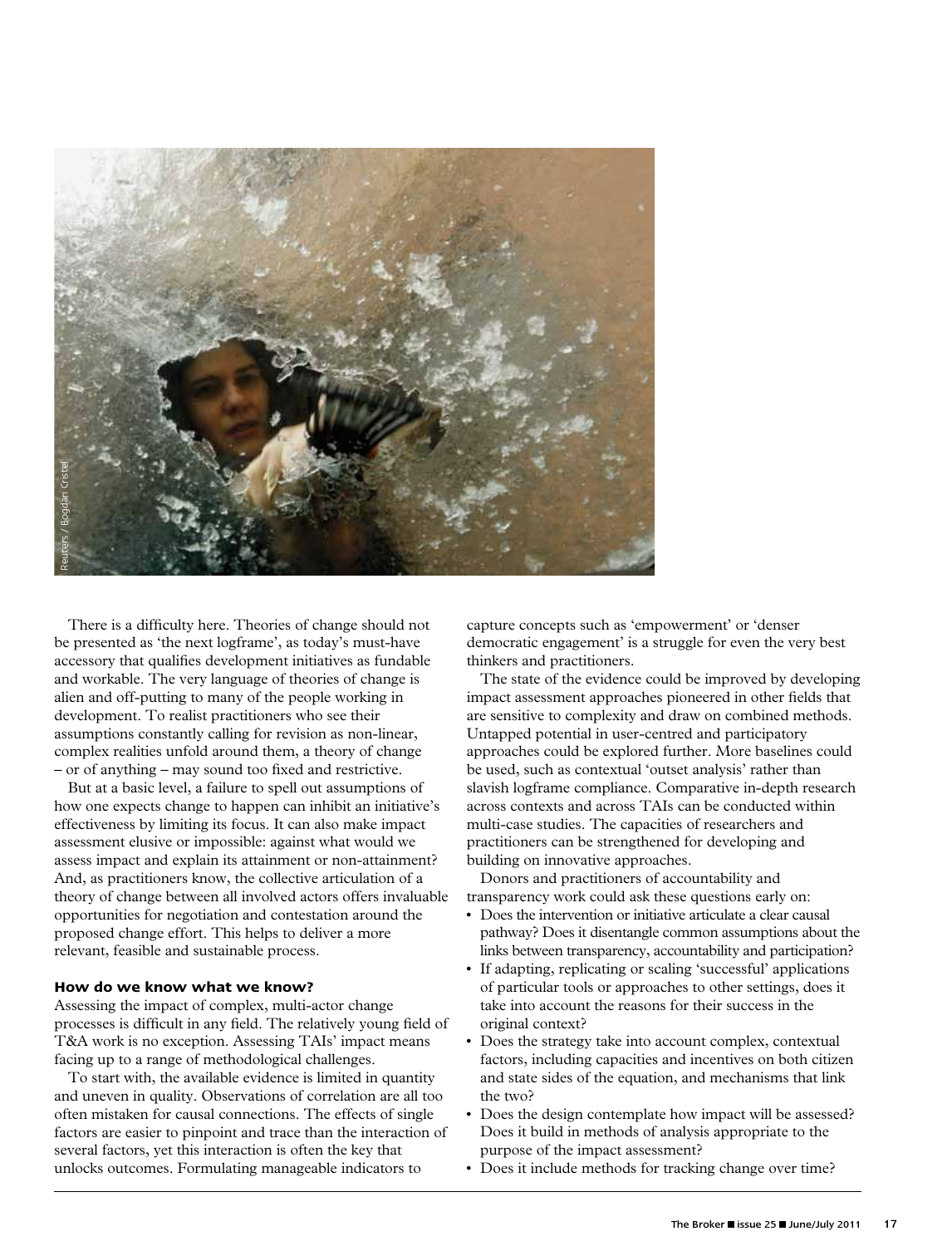There is a difficulty here. Theories of change should not be presented as 'the next logframe', as today's must-have accessory that qualifies development initiatives as fundable and workable. The very language of theories of change is alien and off-putting to many of the people working in development. To realist practitioners who see their assumptions constantly calling for revision as non-linear, complex realities unfold around them, a theory of change – or of anything – may sound too fixed and restrictive.

But at a basic level, a failure to spell out assumptions of how one expects change to happen can inhibit an initiative's effectiveness by limiting its focus. It can also make impact assessment elusive or impossible: against what would we assess impact and explain its attainment or non-attainment? And, as practitioners know, the collective articulation of a theory of change between all involved actors offers invaluable opportunities for negotiation and contestation around the proposed change effort. This helps to deliver a more relevant, feasible and sustainable process.

### How do we know what we know?

Assessing the impact of complex, multi-actor change processes is difficult in any field. The relatively young field of T&A work is no exception. Assessing TAIs' impact means facing up to a range of methodological challenges.

To start with, the available evidence is limited in quantity and uneven in quality. Observations of correlation are all too often mistaken for causal connections. The effects of single factors are easier to pinpoint and trace than the interaction of several factors, yet this interaction is often the key that unlocks outcomes. Formulating manageable indicators to capture concepts such as 'empowerment' or 'denser democratic engagement' is a struggle for even the very best thinkers and practitioners.

The state of the evidence could be improved by developing impact assessment approaches pioneered in other fields that are sensitive to complexity and draw on combined methods. Untapped potential in user-centred and participatory approaches could be explored further. More baselines could be used, such as contextual 'outset analysis' rather than slavish logframe compliance. Comparative in-depth research across contexts and across TAIs can be conducted within multi-case studies. The capacities of researchers and practitioners can be strengthened for developing and building on innovative approaches.

Donors and practitioners of accountability and transparency work could ask these questions early on:

- Does the intervention or initiative articulate a clear causal pathway? Does it disentangle common assumptions about the links between transparency, accountability and participation?
- If adapting, replicating or scaling 'successful' applications of particular tools or approaches to other settings, does it take into account the reasons for their success in the original context?
- Does the strategy take into account complex, contextual factors, including capacities and incentives on both citizen and state sides of the equation, and mechanisms that link the two?
- Does the design contemplate how impact will be assessed? Does it build in methods of analysis appropriate to the purpose of the impact assessment?
- Does it include methods for tracking change over time?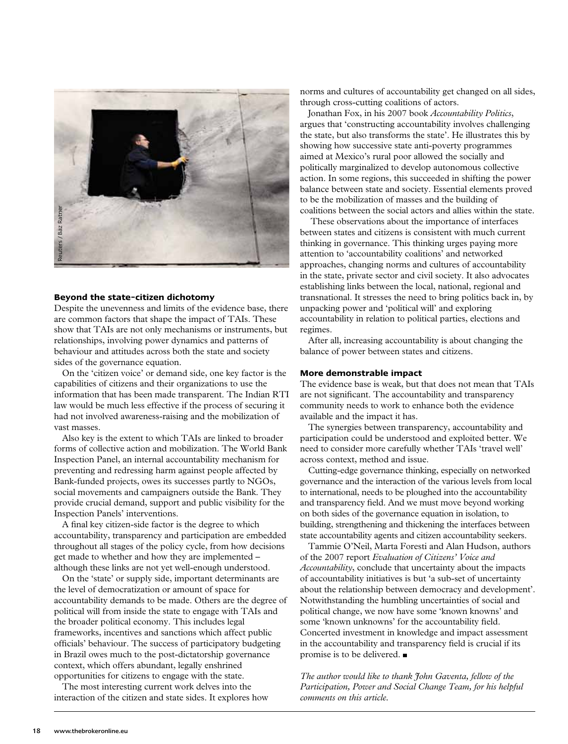Reuters / Baz Ratner

### Beyond the state-citizen dichotomy

Despite the unevenness and limits of the evidence base, there are common factors that shape the impact of TAIs. These show that TAIs are not only mechanisms or instruments, but relationships, involving power dynamics and patterns of behaviour and attitudes across both the state and society sides of the governance equation.

On the 'citizen voice' or demand side, one key factor is the capabilities of citizens and their organizations to use the information that has been made transparent. The Indian RTI law would be much less effective if the process of securing it had not involved awareness-raising and the mobilization of vast masses.

Also key is the extent to which TAIs are linked to broader forms of collective action and mobilization. The World Bank Inspection Panel, an internal accountability mechanism for preventing and redressing harm against people affected by Bank-funded projects, owes its successes partly to NGOs, social movements and campaigners outside the Bank. They provide crucial demand, support and public visibility for the Inspection Panels' interventions.

A final key citizen-side factor is the degree to which accountability, transparency and participation are embedded throughout all stages of the policy cycle, from how decisions get made to whether and how they are implemented – although these links are not yet well-enough understood.

On the 'state' or supply side, important determinants are the level of democratization or amount of space for accountability demands to be made. Others are the degree of political will from inside the state to engage with TAIs and the broader political economy. This includes legal frameworks, incentives and sanctions which affect public officials' behaviour. The success of participatory budgeting in Brazil owes much to the post-dictatorship governance context, which offers abundant, legally enshrined opportunities for citizens to engage with the state.

The most interesting current work delves into the interaction of the citizen and state sides. It explores how norms and cultures of accountability get changed on all sides, through cross-cutting coalitions of actors.

Jonathan Fox, in his 2007 book *Accountability Politics*, argues that 'constructing accountability involves challenging the state, but also transforms the state'. He illustrates this by showing how successive state anti-poverty programmes aimed at Mexico's rural poor allowed the socially and politically marginalized to develop autonomous collective action. In some regions, this succeeded in shifting the power balance between state and society. Essential elements proved to be the mobilization of masses and the building of coalitions between the social actors and allies within the state.

These observations about the importance of interfaces between states and citizens is consistent with much current thinking in governance. This thinking urges paying more attention to 'accountability coalitions' and networked approaches, changing norms and cultures of accountability in the state, private sector and civil society. It also advocates establishing links between the local, national, regional and transnational. It stresses the need to bring politics back in, by unpacking power and 'political will' and exploring accountability in relation to political parties, elections and regimes.

After all, increasing accountability is about changing the balance of power between states and citizens.

### More demonstrable impact

The evidence base is weak, but that does not mean that TAIs are not significant. The accountability and transparency community needs to work to enhance both the evidence available and the impact it has.

The synergies between transparency, accountability and participation could be understood and exploited better. We need to consider more carefully whether TAIs 'travel well' across context, method and issue.

Cutting-edge governance thinking, especially on networked governance and the interaction of the various levels from local to international, needs to be ploughed into the accountability and transparency field. And we must move beyond working on both sides of the governance equation in isolation, to building, strengthening and thickening the interfaces between state accountability agents and citizen accountability seekers.

Tammie O'Neil, Marta Foresti and Alan Hudson, authors of the 2007 report *Evaluation of Citizens' Voice and Accountability*, conclude that uncertainty about the impacts of accountability initiatives is but 'a sub-set of uncertainty about the relationship between democracy and development'. Notwithstanding the humbling uncertainties of social and political change, we now have some 'known knowns' and some 'known unknowns' for the accountability field. Concerted investment in knowledge and impact assessment in the accountability and transparency field is crucial if its promise is to be delivered. ■

*The author would like to thank John Gaventa, fellow of the Participation, Power and Social Change Team, for his helpful comments on this article.*